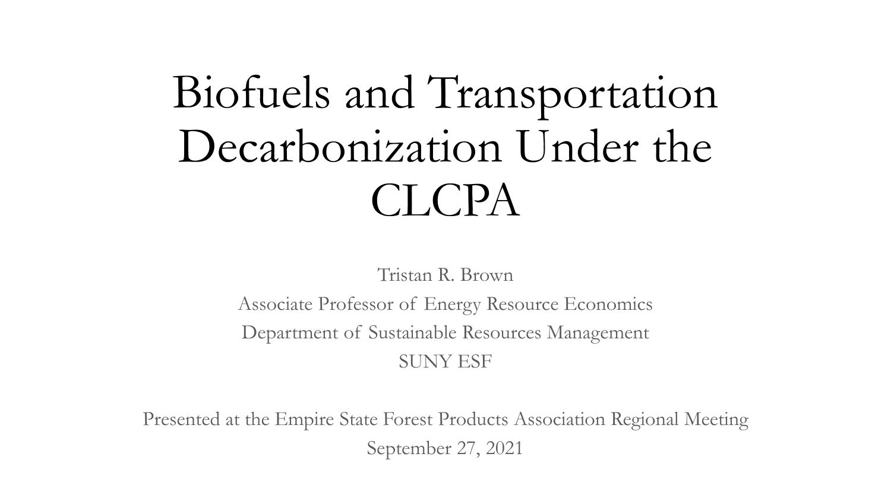# Biofuels and Transportation Decarbonization Under the CLCPA

Tristan R. Brown

Associate Professor of Energy Resource Economics

Department of Sustainable Resources Management

SUNY ESF

Presented at the Empire State Forest Products Association Regional Meeting

September 27, 2021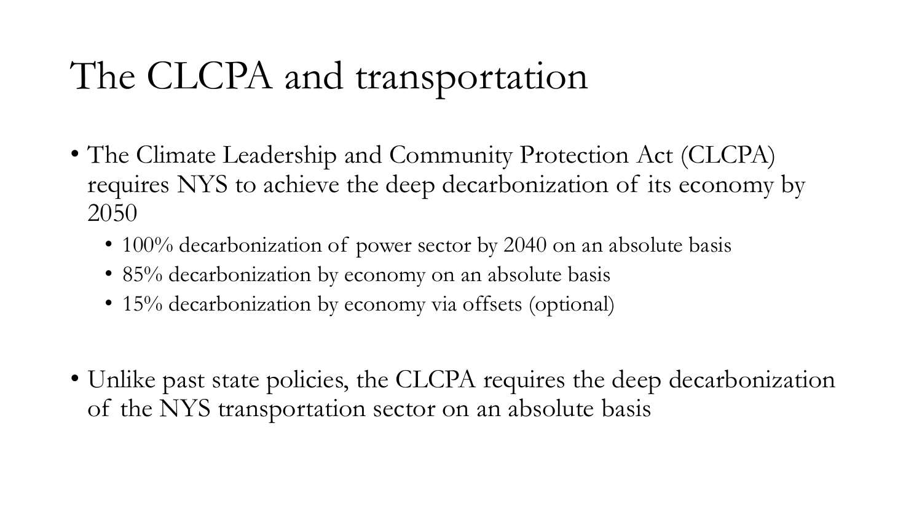# The CLCPA and transportation

- The Climate Leadership and Community Protection Act (CLCPA) requires NYS to achieve the deep decarbonization of its economy by 2050
  - 100% decarbonization of power sector by 2040 on an absolute basis
  - 85% decarbonization by economy on an absolute basis
  - 15% decarbonization by economy via offsets (optional)

- Unlike past state policies, the CLCPA requires the deep decarbonization of the NYS transportation sector on an absolute basis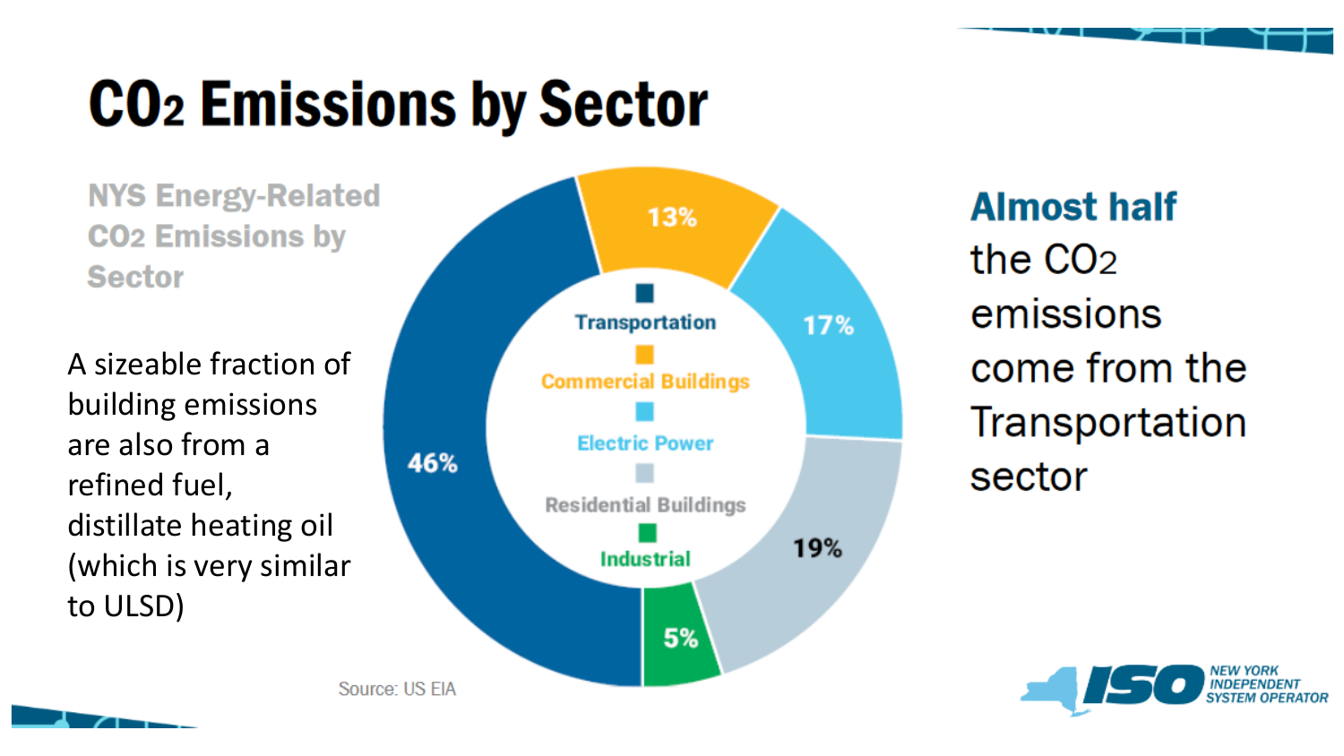# $CO_2$ Emissions by Sector

**NYS Energy-Related $CO_2$ Emissions by Sector**

A sizeable fraction of building emissions are also from a refined fuel, distillate heating oil (which is very similar to ULSD)

| Sector | Share |
| --- | --- |
| Transportation | 46% |
| Commercial Buildings | 13% |
| Electric Power | 17% |
| Residential Buildings | 19% |
| Industrial | 5% |

Source: US EIA

**Almost half** the $CO_2$ emissions come from the Transportation sector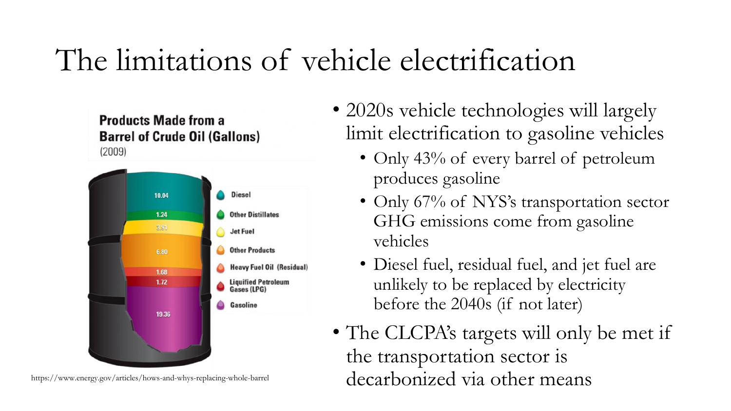# The limitations of vehicle electrification

**Products Made from a Barrel of Crude Oil (Gallons)**
(2009)

| Product | Gallons |
|---|---|
| Diesel | 10.04 |
| Other Distillates | 1.24 |
| Jet Fuel | 3.91 |
| Other Products | 6.80 |
| Heavy Fuel Oil (Residual) | 1.68 |
| Liquified Petroleum Gases (LPG) | 1.72 |
| Gasoline | 19.36 |

https://www.energy.gov/articles/hows-and-whys-replacing-whole-barrel

- 2020s vehicle technologies will largely limit electrification to gasoline vehicles
  - Only 43% of every barrel of petroleum produces gasoline
  - Only 67% of NYS's transportation sector GHG emissions come from gasoline vehicles
  - Diesel fuel, residual fuel, and jet fuel are unlikely to be replaced by electricity before the 2040s (if not later)
- The CLCPA's targets will only be met if the transportation sector is decarbonized via other means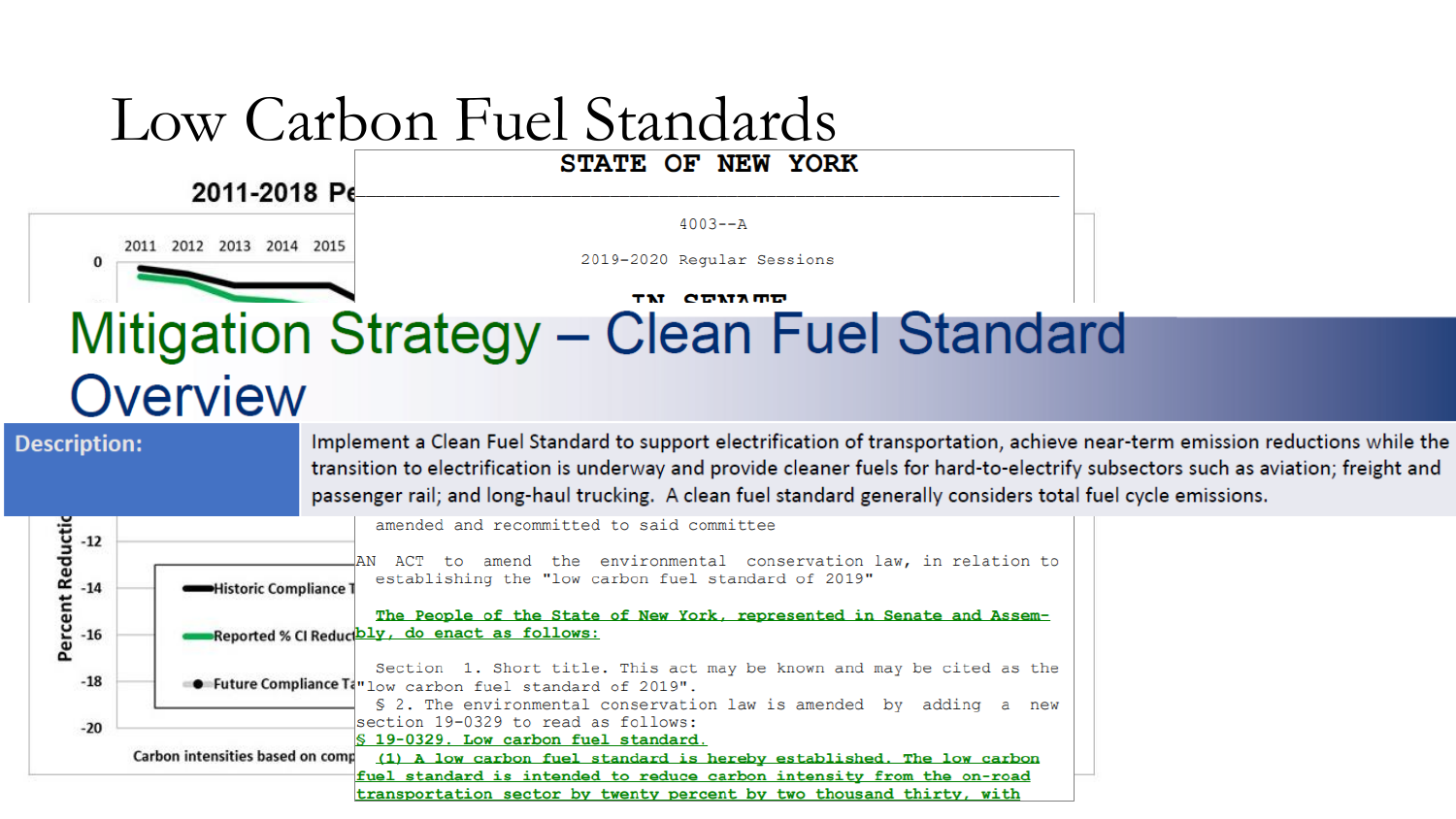# Low Carbon Fuel Standards

## Mitigation Strategy – Clean Fuel Standard Overview

| Description: | Implement a Clean Fuel Standard to support electrification of transportation, achieve near-term emission reductions while the transition to electrification is underway and provide cleaner fuels for hard-to-electrify subsectors such as aviation; freight and passenger rail; and long-haul trucking. A clean fuel standard generally considers total fuel cycle emissions. |
|---|---|

**2011-2018 Pe**

2011 2012 2013 2014 2015

0

-12

-14

-16

-18

-20

Percent Reductio

Historic Compliance T

Reported % CI Reduct

Future Compliance T

Carbon intensities based on comp

**STATE OF NEW YORK**

4003--A

2019-2020 Regular Sessions

IN SENATE

amended and recommitted to said committee

AN ACT to amend the environmental conservation law, in relation to establishing the "low carbon fuel standard of 2019"

The People of the State of New York, represented in Senate and Assembly, do enact as follows:

Section 1. Short title. This act may be known and may be cited as the "low carbon fuel standard of 2019".

§ 2. The environmental conservation law is amended by adding a new section 19-0329 to read as follows:

§ 19-0329. Low carbon fuel standard.

(1) A low carbon fuel standard is hereby established. The low carbon fuel standard is intended to reduce carbon intensity from the on-road transportation sector by twenty percent by two thousand thirty, with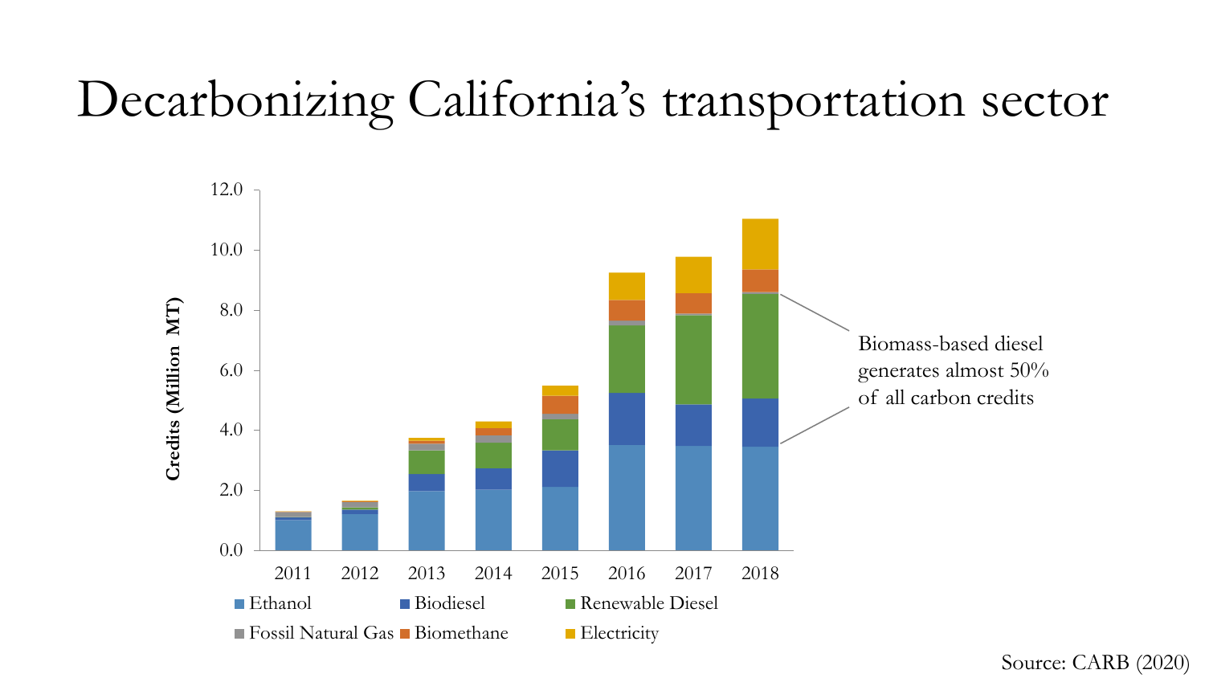# Decarbonizing California's transportation sector

Credits (Million MT)

12.0
10.0
8.0
6.0
4.0
2.0
0.0

2011 2012 2013 2014 2015 2016 2017 2018

Ethanol, Biodiesel, Renewable Diesel, Fossil Natural Gas, Biomethane, Electricity

Biomass-based diesel generates almost 50% of all carbon credits

Source: CARB (2020)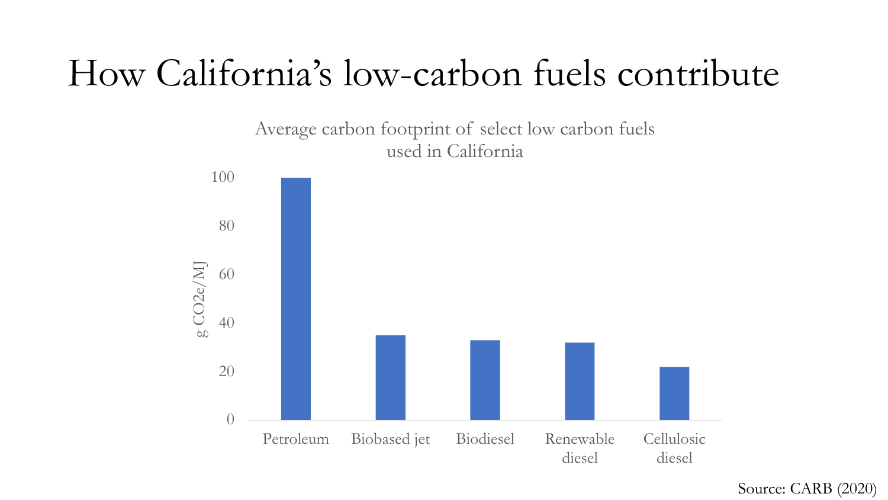# How California's low-carbon fuels contribute

Average carbon footprint of select low carbon fuels used in California

| Fuel | g $CO_2e$/MJ |
| --- | --- |
| Petroleum | 100 |
| Biobased jet | 35 |
| Biodiesel | 33 |
| Renewable diesel | 32 |
| Cellulosic diesel | 22 |

Source: CARB (2020)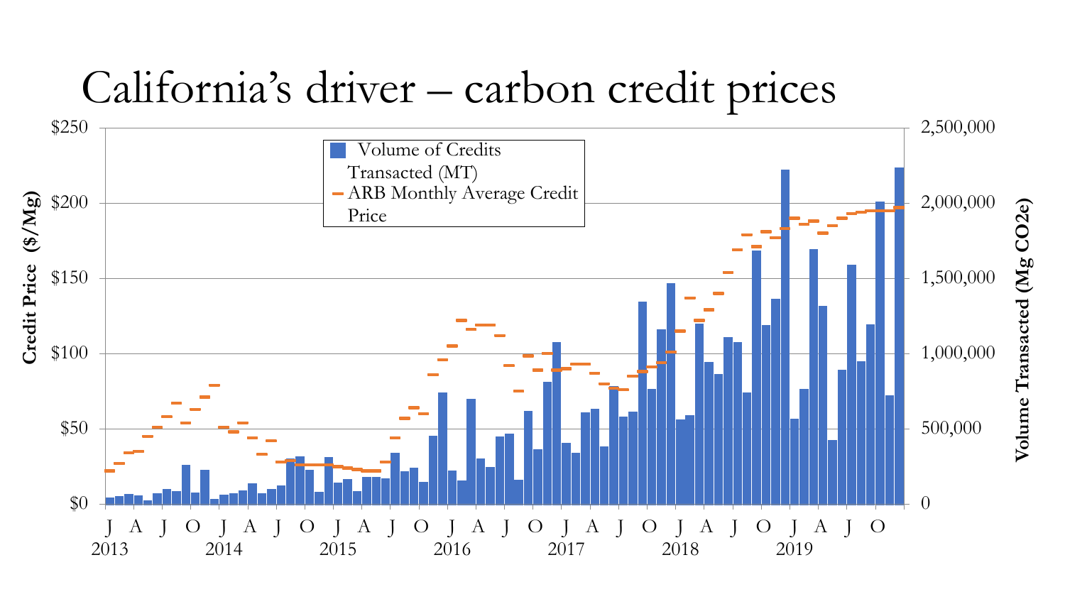# California's driver – carbon credit prices

Credit Price ($/Mg)

$250
$200
$150
$100
$50
$0

Volume Transacted (Mg CO2e)

2,500,000
2,000,000
1,500,000
1,000,000
500,000
0

Volume of Credits Transacted (MT)

ARB Monthly Average Credit Price

J A J O J A J O J A J O J A J O J A J O J A J O J A J O

2013 2014 2015 2016 2017 2018 2019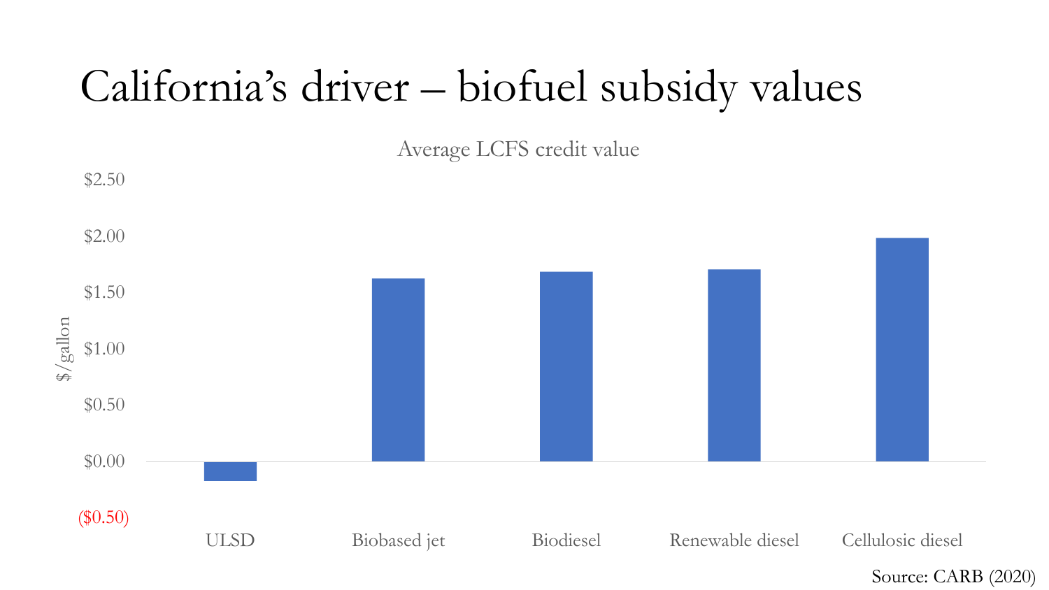# California's driver – biofuel subsidy values

Average LCFS credit value

| | $/gallon |
|---|---|
| ULSD | ($0.17) |
| Biobased jet | $1.62 |
| Biodiesel | $1.68 |
| Renewable diesel | $1.70 |
| Cellulosic diesel | $1.98 |

Source: CARB (2020)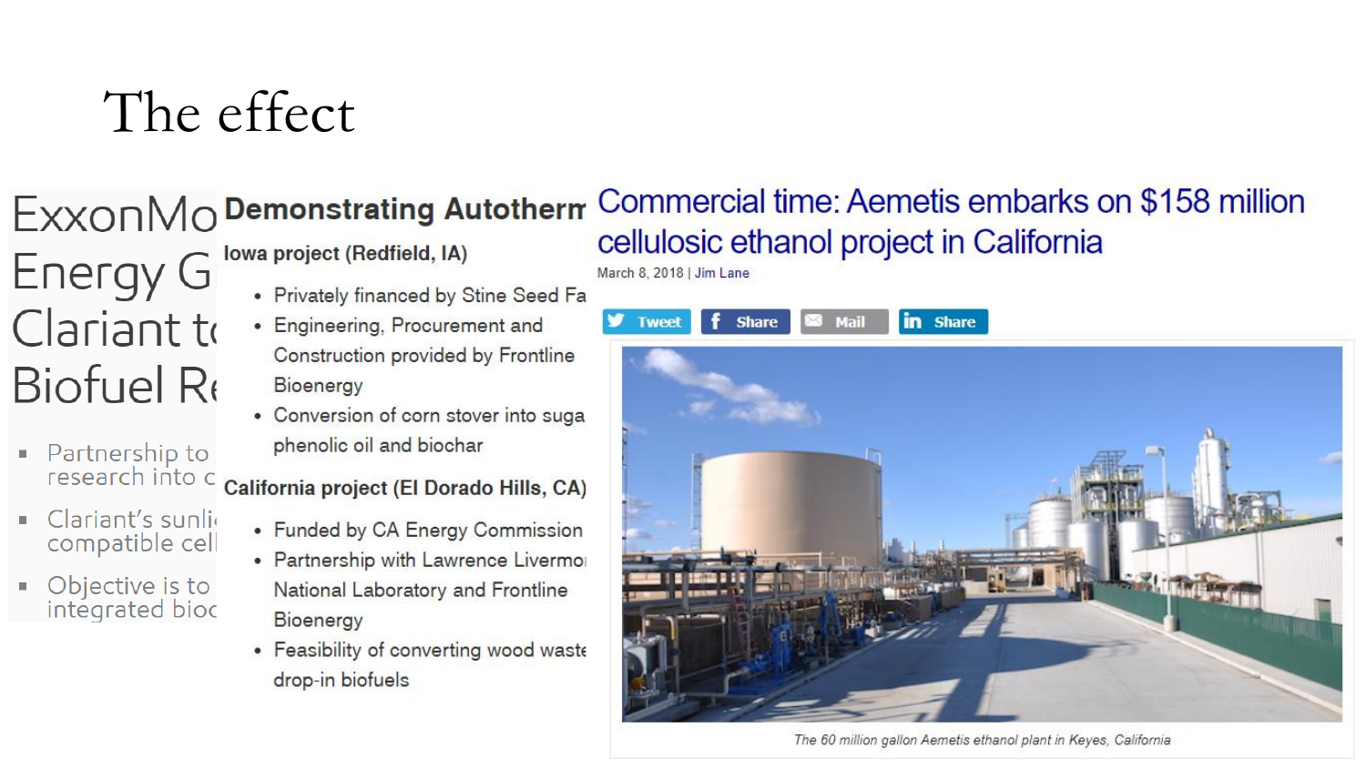# The effect

ExxonMo
Energy G
Clariant t
Biofuel Re

- Partnership to research into c
- Clariant's sunli compatible cel
- Objective is to integrated bioc

**Demonstrating Autotherm**

**Iowa project (Redfield, IA)**

- Privately financed by Stine Seed Fa
- Engineering, Procurement and Construction provided by Frontline Bioenergy
- Conversion of corn stover into suga phenolic oil and biochar

**California project (El Dorado Hills, CA)**

- Funded by CA Energy Commission
- Partnership with Lawrence Livermo National Laboratory and Frontline Bioenergy
- Feasibility of converting wood waste drop-in biofuels

## Commercial time: Aemetis embarks on $158 million cellulosic ethanol project in California

March 8, 2018 | Jim Lane

Tweet Share Mail Share

*The 60 million gallon Aemetis ethanol plant in Keyes, California*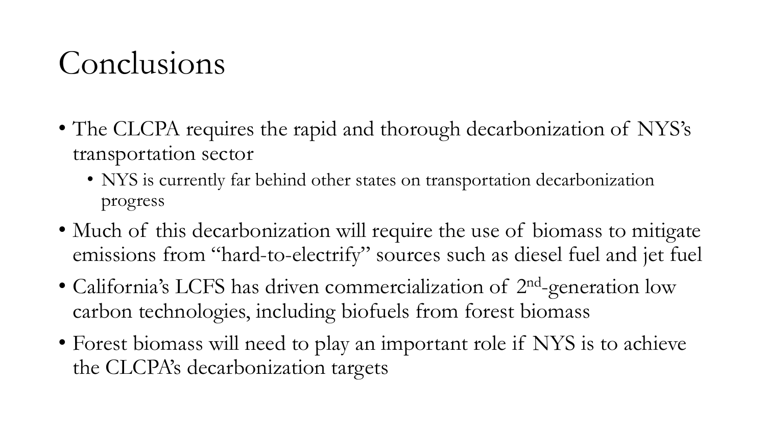# Conclusions

- The CLCPA requires the rapid and thorough decarbonization of NYS's transportation sector
  - NYS is currently far behind other states on transportation decarbonization progress
- Much of this decarbonization will require the use of biomass to mitigate emissions from "hard-to-electrify" sources such as diesel fuel and jet fuel
- California's LCFS has driven commercialization of 2$^{nd}$-generation low carbon technologies, including biofuels from forest biomass
- Forest biomass will need to play an important role if NYS is to achieve the CLCPA's decarbonization targets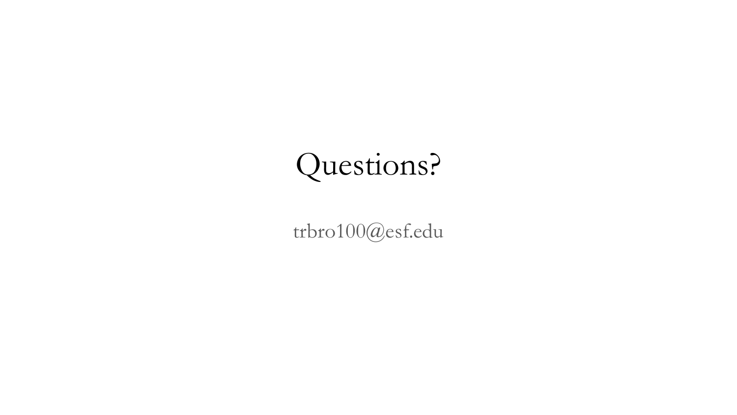# Questions?

trbro100@esf.edu